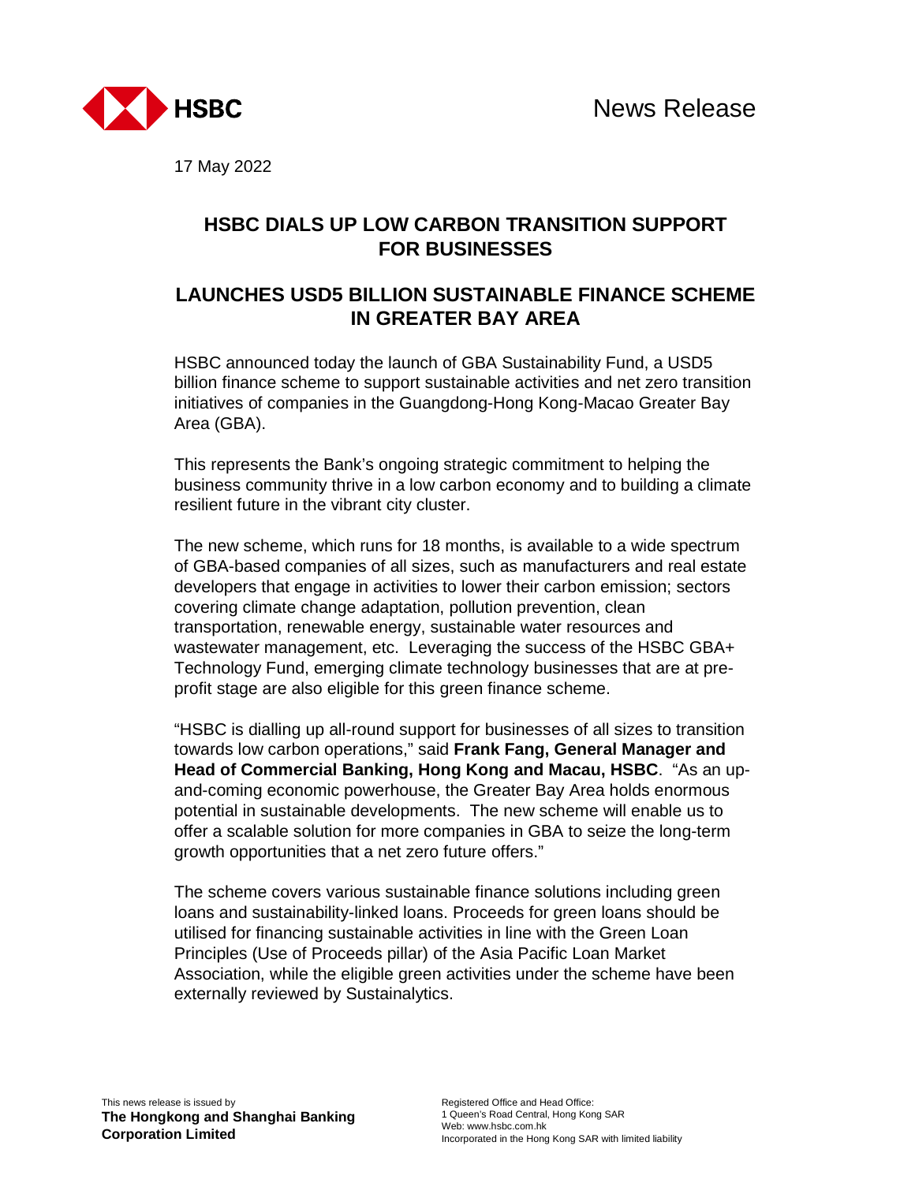HSBC

News Release

17 May 2022

# HSBC DIALS UP LOW CARBON TRANSITION SUPPORT FOR BUSINESSES

## LAUNCHES USD5 BILLION SUSTAINABLE FINANCE SCHEME IN GREATER BAY AREA

HSBC announced today the launch of GBA Sustainability Fund, a USD5 billion finance scheme to support sustainable activities and net zero transition initiatives of companies in the Guangdong-Hong Kong-Macao Greater Bay Area (GBA).

This represents the Bank's ongoing strategic commitment to helping the business community thrive in a low carbon economy and to building a climate resilient future in the vibrant city cluster.

The new scheme, which runs for 18 months, is available to a wide spectrum of GBA-based companies of all sizes, such as manufacturers and real estate developers that engage in activities to lower their carbon emission; sectors covering climate change adaptation, pollution prevention, clean transportation, renewable energy, sustainable water resources and wastewater management, etc. Leveraging the success of the HSBC GBA+ Technology Fund, emerging climate technology businesses that are at pre-profit stage are also eligible for this green finance scheme.

"HSBC is dialling up all-round support for businesses of all sizes to transition towards low carbon operations," said **Frank Fang, General Manager and Head of Commercial Banking, Hong Kong and Macau, HSBC**. "As an up-and-coming economic powerhouse, the Greater Bay Area holds enormous potential in sustainable developments. The new scheme will enable us to offer a scalable solution for more companies in GBA to seize the long-term growth opportunities that a net zero future offers."

The scheme covers various sustainable finance solutions including green loans and sustainability-linked loans. Proceeds for green loans should be utilised for financing sustainable activities in line with the Green Loan Principles (Use of Proceeds pillar) of the Asia Pacific Loan Market Association, while the eligible green activities under the scheme have been externally reviewed by Sustainalytics.

This news release is issued by
**The Hongkong and Shanghai Banking Corporation Limited**

Registered Office and Head Office:
1 Queen's Road Central, Hong Kong SAR
Web: www.hsbc.com.hk
Incorporated in the Hong Kong SAR with limited liability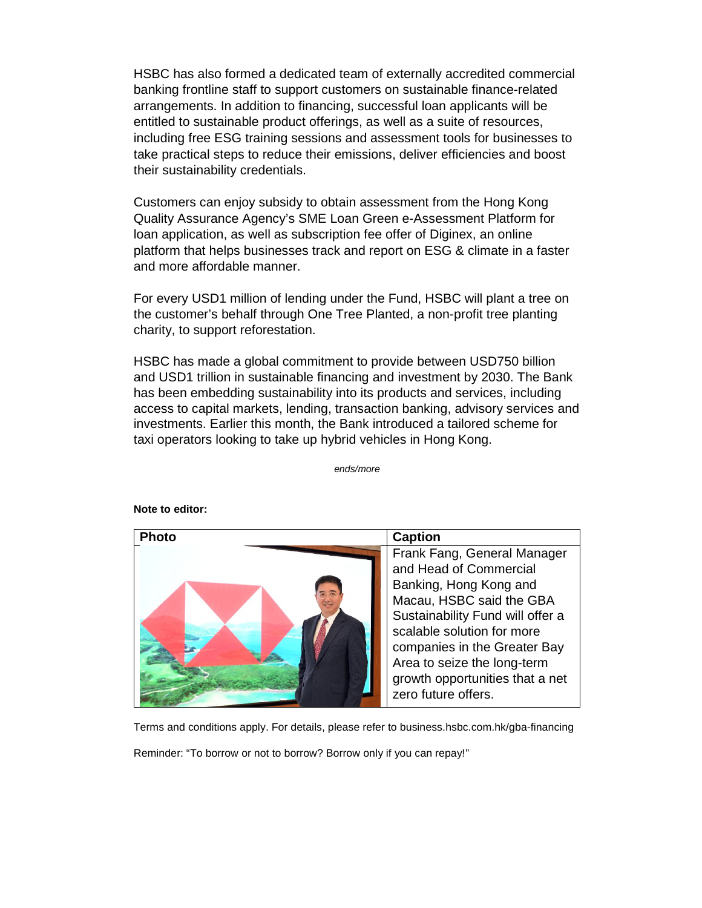HSBC has also formed a dedicated team of externally accredited commercial banking frontline staff to support customers on sustainable finance-related arrangements. In addition to financing, successful loan applicants will be entitled to sustainable product offerings, as well as a suite of resources, including free ESG training sessions and assessment tools for businesses to take practical steps to reduce their emissions, deliver efficiencies and boost their sustainability credentials.

Customers can enjoy subsidy to obtain assessment from the Hong Kong Quality Assurance Agency's SME Loan Green e-Assessment Platform for loan application, as well as subscription fee offer of Diginex, an online platform that helps businesses track and report on ESG & climate in a faster and more affordable manner.

For every USD1 million of lending under the Fund, HSBC will plant a tree on the customer's behalf through One Tree Planted, a non-profit tree planting charity, to support reforestation.

HSBC has made a global commitment to provide between USD750 billion and USD1 trillion in sustainable financing and investment by 2030. The Bank has been embedding sustainability into its products and services, including access to capital markets, lending, transaction banking, advisory services and investments. Earlier this month, the Bank introduced a tailored scheme for taxi operators looking to take up hybrid vehicles in Hong Kong.

*ends/more*

**Note to editor:**

| Photo | Caption |
|---|---|
| | Frank Fang, General Manager and Head of Commercial Banking, Hong Kong and Macau, HSBC said the GBA Sustainability Fund will offer a scalable solution for more companies in the Greater Bay Area to seize the long-term growth opportunities that a net zero future offers. |

Terms and conditions apply. For details, please refer to business.hsbc.com.hk/gba-financing

Reminder: "To borrow or not to borrow? Borrow only if you can repay!"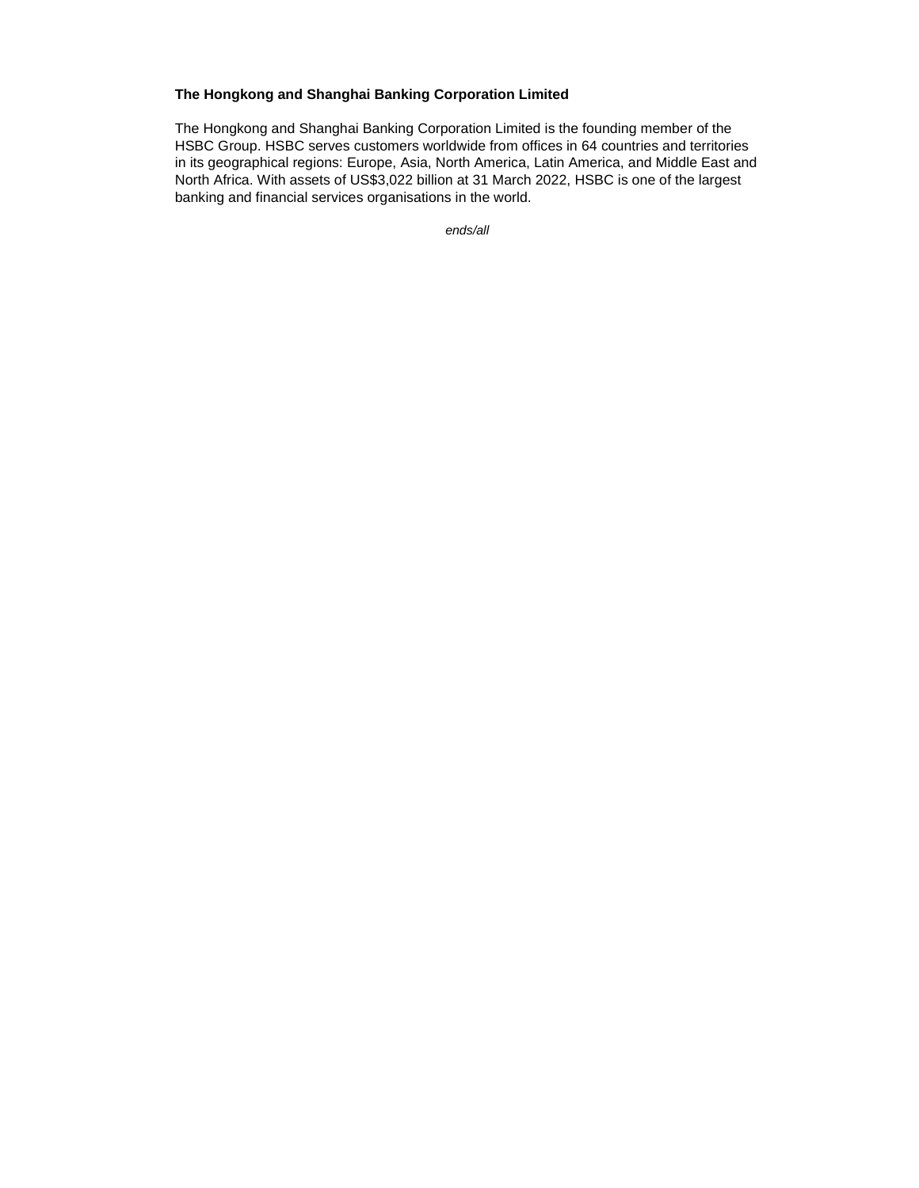**The Hongkong and Shanghai Banking Corporation Limited**

The Hongkong and Shanghai Banking Corporation Limited is the founding member of the HSBC Group. HSBC serves customers worldwide from offices in 64 countries and territories in its geographical regions: Europe, Asia, North America, Latin America, and Middle East and North Africa. With assets of US$3,022 billion at 31 March 2022, HSBC is one of the largest banking and financial services organisations in the world.

*ends/all*